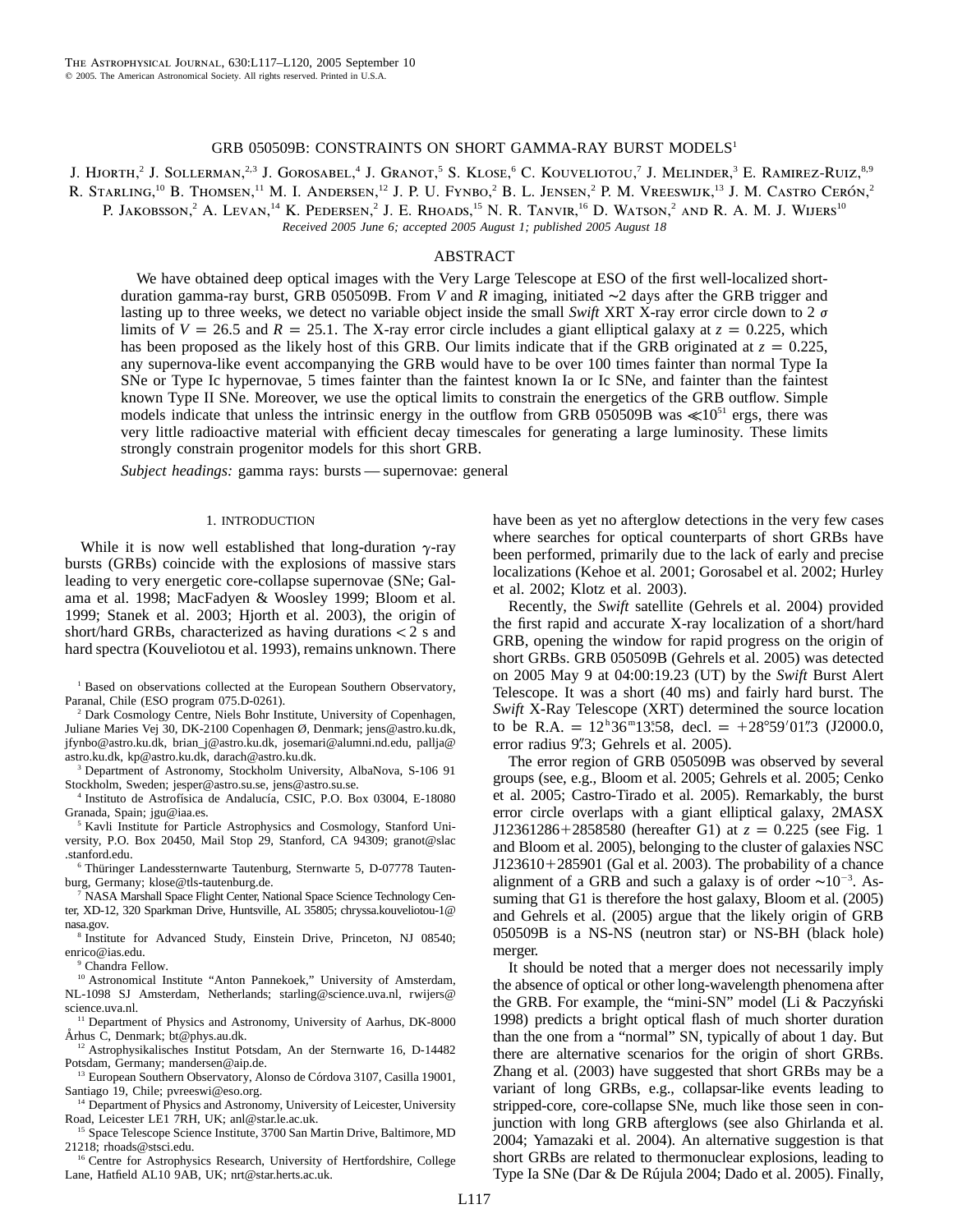# GRB 050509B: CONSTRAINTS ON SHORT GAMMA-RAY BURST MODELS[1]

J. Hjorth,[2] J. Sollerman,[2,3] J. Gorosabel,[4] J. Granot,[5] S. Klose,[6] C. Kouveliotou,[7] J. Melinder,[3] E. Ramirez-Ruiz,[8,9] R. Starling,[10] B. Thomsen,[11] M. I. Andersen,[12] J. P. U. Fynbo,[2] B. L. Jensen,[2] P. M. Vreeswijk,[13] J. M. Castro Cerón,[2] P. Jakobsson,[2] A. Levan,[14] K. Pedersen,[2] J. E. Rhoads,[15] N. R. Tanvir,[16] D. Watson,[2] and R. A. M. J. Wijers[10]

*Received 2005 June 6; accepted 2005 August 1; published 2005 August 18*

## ABSTRACT

We have obtained deep optical images with the Very Large Telescope at ESO of the first well-localized short-duration gamma-ray burst, GRB 050509B. From $V$ and $R$ imaging, initiated ∼2 days after the GRB trigger and lasting up to three weeks, we detect no variable object inside the small *Swift* XRT X-ray error circle down to 2 $\sigma$ limits of $V = 26.5$ and $R = 25.1$. The X-ray error circle includes a giant elliptical galaxy at $z = 0.225$, which has been proposed as the likely host of this GRB. Our limits indicate that if the GRB originated at $z = 0.225$, any supernova-like event accompanying the GRB would have to be over 100 times fainter than normal Type Ia SNe or Type Ic hypernovae, 5 times fainter than the faintest known Ia or Ic SNe, and fainter than the faintest known Type II SNe. Moreover, we use the optical limits to constrain the energetics of the GRB outflow. Simple models indicate that unless the intrinsic energy in the outflow from GRB 050509B was $\ll 10^{51}$ ergs, there was very little radioactive material with efficient decay timescales for generating a large luminosity. These limits strongly constrain progenitor models for this short GRB.

*Subject headings:* gamma rays: bursts — supernovae: general

## 1. INTRODUCTION

While it is now well established that long-duration $\gamma$-ray bursts (GRBs) coincide with the explosions of massive stars leading to very energetic core-collapse supernovae (SNe; Galama et al. 1998; MacFadyen & Woosley 1999; Bloom et al. 1999; Stanek et al. 2003; Hjorth et al. 2003), the origin of short/hard GRBs, characterized as having durations $< 2$ s and hard spectra (Kouveliotou et al. 1993), remains unknown. There have been as yet no afterglow detections in the very few cases where searches for optical counterparts of short GRBs have been performed, primarily due to the lack of early and precise localizations (Kehoe et al. 2001; Gorosabel et al. 2002; Hurley et al. 2002; Klotz et al. 2003).

Recently, the *Swift* satellite (Gehrels et al. 2004) provided the first rapid and accurate X-ray localization of a short/hard GRB, opening the window for rapid progress on the origin of short GRBs. GRB 050509B (Gehrels et al. 2005) was detected on 2005 May 9 at 04:00:19.23 (UT) by the *Swift* Burst Alert Telescope. It was a short (40 ms) and fairly hard burst. The *Swift* X-Ray Telescope (XRT) determined the source location to be R.A. = $12^{h}36^{m}13\overset{s}{.}58$, decl. = $+28°59'01\overset{''}{.}3$ (J2000.0, error radius $9\overset{''}{.}3$; Gehrels et al. 2005).

The error region of GRB 050509B was observed by several groups (see, e.g., Bloom et al. 2005; Gehrels et al. 2005; Cenko et al. 2005; Castro-Tirado et al. 2005). Remarkably, the burst error circle overlaps with a giant elliptical galaxy, 2MASX J12361286+2858580 (hereafter G1) at $z = 0.225$ (see Fig. 1 and Bloom et al. 2005), belonging to the cluster of galaxies NSC J123610+285901 (Gal et al. 2003). The probability of a chance alignment of a GRB and such a galaxy is of order $\sim 10^{-3}$. Assuming that G1 is therefore the host galaxy, Bloom et al. (2005) and Gehrels et al. (2005) argue that the likely origin of GRB 050509B is a NS-NS (neutron star) or NS-BH (black hole) merger.

It should be noted that a merger does not necessarily imply the absence of optical or other long-wavelength phenomena after the GRB. For example, the "mini-SN" model (Li & Paczyński 1998) predicts a bright optical flash of much shorter duration than the one from a "normal" SN, typically of about 1 day. But there are alternative scenarios for the origin of short GRBs. Zhang et al. (2003) have suggested that short GRBs may be a variant of long GRBs, e.g., collapsar-like events leading to stripped-core, core-collapse SNe, much like those seen in conjunction with long GRB afterglows (see also Ghirlanda et al. 2004; Yamazaki et al. 2004). An alternative suggestion is that short GRBs are related to thermonuclear explosions, leading to Type Ia SNe (Dar & De Rújula 2004; Dado et al. 2005). Finally,

---

[1] Based on observations collected at the European Southern Observatory, Paranal, Chile (ESO program 075.D-0261).

[2] Dark Cosmology Centre, Niels Bohr Institute, University of Copenhagen, Juliane Maries Vej 30, DK-2100 Copenhagen Ø, Denmark; jens@astro.ku.dk, jfynbo@astro.ku.dk, brian_j@astro.ku.dk, josemari@alumni.nd.edu, pallja@astro.ku.dk, kp@astro.ku.dk, darach@astro.ku.dk.

[3] Department of Astronomy, Stockholm University, AlbaNova, S-106 91 Stockholm, Sweden; jesper@astro.su.se, jens@astro.su.se.

[4] Instituto de Astrofísica de Andalucía, CSIC, P.O. Box 03004, E-18080 Granada, Spain; jgu@iaa.es.

[5] Kavli Institute for Particle Astrophysics and Cosmology, Stanford University, P.O. Box 20450, Mail Stop 29, Stanford, CA 94309; granot@slac.stanford.edu.

[6] Thüringer Landessternwarte Tautenburg, Sternwarte 5, D-07778 Tautenburg, Germany; klose@tls-tautenburg.de.

[7] NASA Marshall Space Flight Center, National Space Science Technology Center, XD-12, 320 Sparkman Drive, Huntsville, AL 35805; chryssa.kouveliotou-1@nasa.gov.

[8] Institute for Advanced Study, Einstein Drive, Princeton, NJ 08540; enrico@ias.edu.

[9] Chandra Fellow.

[10] Astronomical Institute "Anton Pannekoek," University of Amsterdam, NL-1098 SJ Amsterdam, Netherlands; starling@science.uva.nl, rwijers@science.uva.nl.

[11] Department of Physics and Astronomy, University of Aarhus, DK-8000 Århus C, Denmark; bt@phys.au.dk.

[12] Astrophysikalisches Institut Potsdam, An der Sternwarte 16, D-14482 Potsdam, Germany; mandersen@aip.de.

[13] European Southern Observatory, Alonso de Córdova 3107, Casilla 19001, Santiago 19, Chile; pvreeswi@eso.org.

[14] Department of Physics and Astronomy, University of Leicester, University Road, Leicester LE1 7RH, UK; anl@star.le.ac.uk.

[15] Space Telescope Science Institute, 3700 San Martin Drive, Baltimore, MD 21218; rhoads@stsci.edu.

[16] Centre for Astrophysics Research, University of Hertfordshire, College Lane, Hatfield AL10 9AB, UK; nrt@star.herts.ac.uk.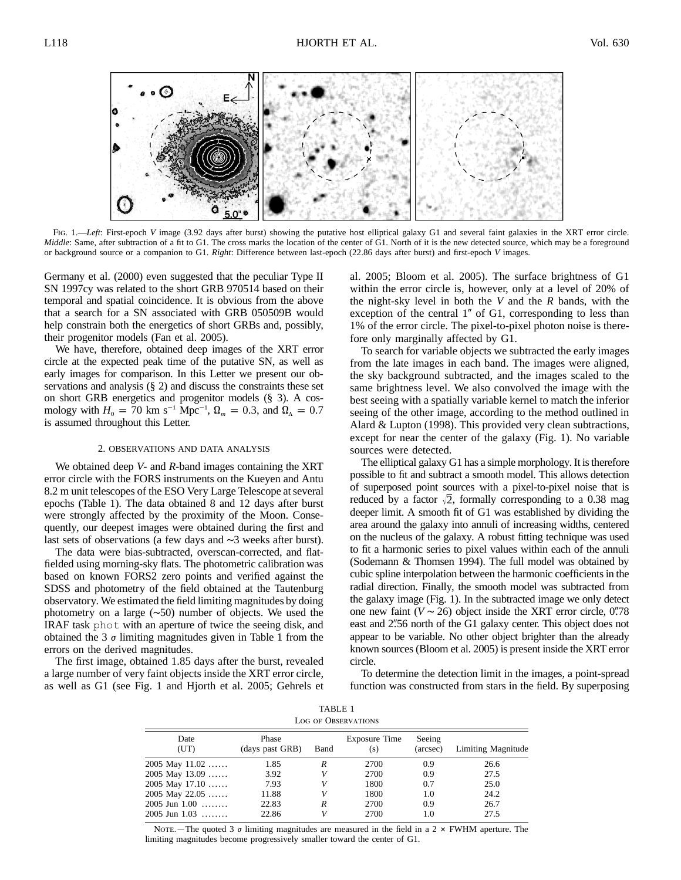Fig. 1.—*Left*: First-epoch *V* image (3.92 days after burst) showing the putative host elliptical galaxy G1 and several faint galaxies in the XRT error circle. *Middle*: Same, after subtraction of a fit to G1. The cross marks the location of the center of G1. North of it is the new detected source, which may be a foreground or background source or a companion to G1. *Right*: Difference between last-epoch (22.86 days after burst) and first-epoch *V* images.

Germany et al. (2000) even suggested that the peculiar Type II SN 1997cy was related to the short GRB 970514 based on their temporal and spatial coincidence. It is obvious from the above that a search for a SN associated with GRB 050509B would help constrain both the energetics of short GRBs and, possibly, their progenitor models (Fan et al. 2005).

We have, therefore, obtained deep images of the XRT error circle at the expected peak time of the putative SN, as well as early images for comparison. In this Letter we present our observations and analysis (§ 2) and discuss the constraints these set on short GRB energetics and progenitor models (§ 3). A cosmology with $H_0 = 70$ km s$^{-1}$ Mpc$^{-1}$, $\Omega_m = 0.3$, and $\Omega_\Lambda = 0.7$ is assumed throughout this Letter.

## 2. OBSERVATIONS AND DATA ANALYSIS

We obtained deep *V*- and *R*-band images containing the XRT error circle with the FORS instruments on the Kueyen and Antu 8.2 m unit telescopes of the ESO Very Large Telescope at several epochs (Table 1). The data obtained 8 and 12 days after burst were strongly affected by the proximity of the Moon. Consequently, our deepest images were obtained during the first and last sets of observations (a few days and ∼3 weeks after burst).

The data were bias-subtracted, overscan-corrected, and flat-fielded using morning-sky flats. The photometric calibration was based on known FORS2 zero points and verified against the SDSS and photometry of the field obtained at the Tautenburg observatory. We estimated the field limiting magnitudes by doing photometry on a large (∼50) number of objects. We used the IRAF task `phot` with an aperture of twice the seeing disk, and obtained the 3 $\sigma$ limiting magnitudes given in Table 1 from the errors on the derived magnitudes.

The first image, obtained 1.85 days after the burst, revealed a large number of very faint objects inside the XRT error circle, as well as G1 (see Fig. 1 and Hjorth et al. 2005; Gehrels et al. 2005; Bloom et al. 2005). The surface brightness of G1 within the error circle is, however, only at a level of 20% of the night-sky level in both the *V* and the *R* bands, with the exception of the central 1″ of G1, corresponding to less than 1% of the error circle. The pixel-to-pixel photon noise is therefore only marginally affected by G1.

To search for variable objects we subtracted the early images from the late images in each band. The images were aligned, the sky background subtracted, and the images scaled to the same brightness level. We also convolved the image with the best seeing with a spatially variable kernel to match the inferior seeing of the other image, according to the method outlined in Alard & Lupton (1998). This provided very clean subtractions, except for near the center of the galaxy (Fig. 1). No variable sources were detected.

The elliptical galaxy G1 has a simple morphology. It is therefore possible to fit and subtract a smooth model. This allows detection of superposed point sources with a pixel-to-pixel noise that is reduced by a factor $\sqrt{2}$, formally corresponding to a 0.38 mag deeper limit. A smooth fit of G1 was established by dividing the area around the galaxy into annuli of increasing widths, centered on the nucleus of the galaxy. A robust fitting technique was used to fit a harmonic series to pixel values within each of the annuli (Sodemann & Thomsen 1994). The full model was obtained by cubic spline interpolation between the harmonic coefficients in the radial direction. Finally, the smooth model was subtracted from the galaxy image (Fig. 1). In the subtracted image we only detect one new faint ($V \sim 26$) object inside the XRT error circle, 0.″78 east and 2.″56 north of the G1 galaxy center. This object does not appear to be variable. No other object brighter than the already known sources (Bloom et al. 2005) is present inside the XRT error circle.

To determine the detection limit in the images, a point-spread function was constructed from stars in the field. By superposing

TABLE 1
Log of Observations

| Date (UT) | Phase (days past GRB) | Band | Exposure Time (s) | Seeing (arcsec) | Limiting Magnitude |
|---|---|---|---|---|---|
| 2005 May 11.02 ...... | 1.85 | *R* | 2700 | 0.9 | 26.6 |
| 2005 May 13.09 ...... | 3.92 | *V* | 2700 | 0.9 | 27.5 |
| 2005 May 17.10 ...... | 7.93 | *V* | 1800 | 0.7 | 25.0 |
| 2005 May 22.05 ...... | 11.88 | *V* | 1800 | 1.0 | 24.2 |
| 2005 Jun 1.00 ........ | 22.83 | *R* | 2700 | 0.9 | 26.7 |
| 2005 Jun 1.03 ........ | 22.86 | *V* | 2700 | 1.0 | 27.5 |

Note.—The quoted 3 $\sigma$ limiting magnitudes are measured in the field in a 2 × FWHM aperture. The limiting magnitudes become progressively smaller toward the center of G1.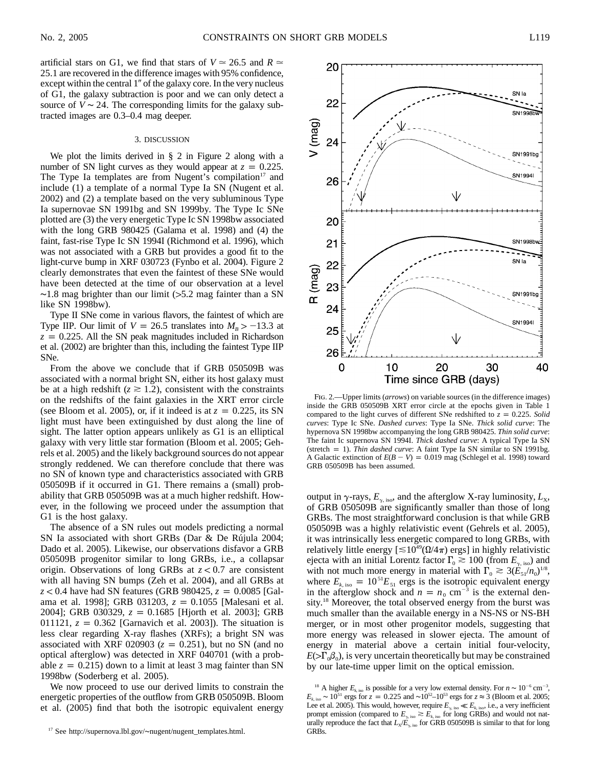artificial stars on G1, we find that stars of $V \simeq 26.5$ and $R \simeq 25.1$ are recovered in the difference images with 95% confidence, except within the central 1″ of the galaxy core. In the very nucleus of G1, the galaxy subtraction is poor and we can only detect a source of $V \sim 24$. The corresponding limits for the galaxy subtracted images are 0.3–0.4 mag deeper.

## 3. DISCUSSION

We plot the limits derived in § 2 in Figure 2 along with a number of SN light curves as they would appear at $z = 0.225$. The Type Ia templates are from Nugent's compilation[17] and include (1) a template of a normal Type Ia SN (Nugent et al. 2002) and (2) a template based on the very subluminous Type Ia supernovae SN 1991bg and SN 1999by. The Type Ic SNe plotted are (3) the very energetic Type Ic SN 1998bw associated with the long GRB 980425 (Galama et al. 1998) and (4) the faint, fast-rise Type Ic SN 1994I (Richmond et al. 1996), which was not associated with a GRB but provides a good fit to the light-curve bump in XRF 030723 (Fynbo et al. 2004). Figure 2 clearly demonstrates that even the faintest of these SNe would have been detected at the time of our observation at a level ~1.8 mag brighter than our limit (>5.2 mag fainter than a SN like SN 1998bw).

Type II SNe come in various flavors, the faintest of which are Type IIP. Our limit of $V = 26.5$ translates into $M_B > -13.3$ at $z = 0.225$. All the SN peak magnitudes included in Richardson et al. (2002) are brighter than this, including the faintest Type IIP SNe.

From the above we conclude that if GRB 050509B was associated with a normal bright SN, either its host galaxy must be at a high redshift ($z \gtrsim 1.2$), consistent with the constraints on the redshifts of the faint galaxies in the XRT error circle (see Bloom et al. 2005), or, if it indeed is at $z = 0.225$, its SN light must have been extinguished by dust along the line of sight. The latter option appears unlikely as G1 is an elliptical galaxy with very little star formation (Bloom et al. 2005; Gehrels et al. 2005) and the likely background sources do not appear strongly reddened. We can therefore conclude that there was no SN of known type and characteristics associated with GRB 050509B if it occurred in G1. There remains a (small) probability that GRB 050509B was at a much higher redshift. However, in the following we proceed under the assumption that G1 is the host galaxy.

The absence of a SN rules out models predicting a normal SN Ia associated with short GRBs (Dar & De Rújula 2004; Dado et al. 2005). Likewise, our observations disfavor a GRB 050509B progenitor similar to long GRBs, i.e., a collapsar origin. Observations of long GRBs at $z < 0.7$ are consistent with all having SN bumps (Zeh et al. 2004), and all GRBs at $z < 0.4$ have had SN features (GRB 980425, $z = 0.0085$ [Galama et al. 1998]; GRB 031203, $z = 0.1055$ [Malesani et al. 2004]; GRB 030329, $z = 0.1685$ [Hjorth et al. 2003]; GRB 011121, $z = 0.362$ [Garnavich et al. 2003]). The situation is less clear regarding X-ray flashes (XRFs); a bright SN was associated with XRF 020903 ($z = 0.251$), but no SN (and no optical afterglow) was detected in XRF 040701 (with a probable $z = 0.215$) down to a limit at least 3 mag fainter than SN 1998bw (Soderberg et al. 2005).

We now proceed to use our derived limits to constrain the energetic properties of the outflow from GRB 050509B. Bloom et al. (2005) find that both the isotropic equivalent energy output in γ-rays, $E_{\gamma,\rm iso}$, and the afterglow X-ray luminosity, $L_X$, of GRB 050509B are significantly smaller than those of long GRBs. The most straightforward conclusion is that while GRB 050509B was a highly relativistic event (Gehrels et al. 2005), it was intrinsically less energetic compared to long GRBs, with relatively little energy [$\lesssim 10^{49}(\Omega/4\pi)$ ergs] in highly relativistic ejecta with an initial Lorentz factor $\Gamma_0 \gtrsim 100$ (from $E_{\gamma,\rm iso}$) and with not much more energy in material with $\Gamma_0 \gtrsim 3(E_{51}/n_0)^{1/8}$, where $E_{k,\rm iso} = 10^{51}E_{51}$ ergs is the isotropic equivalent energy in the afterglow shock and $n = n_0$ cm$^{-3}$ is the external density.[18] Moreover, the total observed energy from the burst was much smaller than the available energy in a NS-NS or NS-BH merger, or in most other progenitor models, suggesting that more energy was released in slower ejecta. The amount of energy in material above a certain initial four-velocity, $E(>\Gamma_0\beta_0)$, is very uncertain theoretically but may be constrained by our late-time upper limit on the optical emission.

FIG. 2.—Upper limits (*arrows*) on variable sources (in the difference images) inside the GRB 050509B XRT error circle at the epochs given in Table 1 compared to the light curves of different SNe redshifted to $z = 0.225$. *Solid curves*: Type Ic SNe. *Dashed curves*: Type Ia SNe. *Thick solid curve*: The hypernova SN 1998bw accompanying the long GRB 980425. *Thin solid curve*: The faint Ic supernova SN 1994I. *Thick dashed curve*: A typical Type Ia SN (stretch = 1). *Thin dashed curve*: A faint Type Ia SN similar to SN 1991bg. A Galactic extinction of $E(B-V) = 0.019$ mag (Schlegel et al. 1998) toward GRB 050509B has been assumed.

[17] See http://supernova.lbl.gov/~nugent/nugent_templates.html.

[18] A higher $E_{k,\rm iso}$ is possible for a very low external density. For $n \sim 10^{-6}$ cm$^{-3}$, $E_{k,\rm iso} \sim 10^{51}$ ergs for $z = 0.225$ and $\sim 10^{52}$–$10^{53}$ ergs for $z \approx 3$ (Bloom et al. 2005; Lee et al. 2005). This would, however, require $E_{\gamma,\rm iso} \ll E_{k,\rm iso}$, i.e., a very inefficient prompt emission (compared to $E_{\gamma,\rm iso} \gtrsim E_{k,\rm iso}$ for long GRBs) and would not naturally reproduce the fact that $L_X/E_{\gamma,\rm iso}$ for GRB 050509B is similar to that for long GRBs.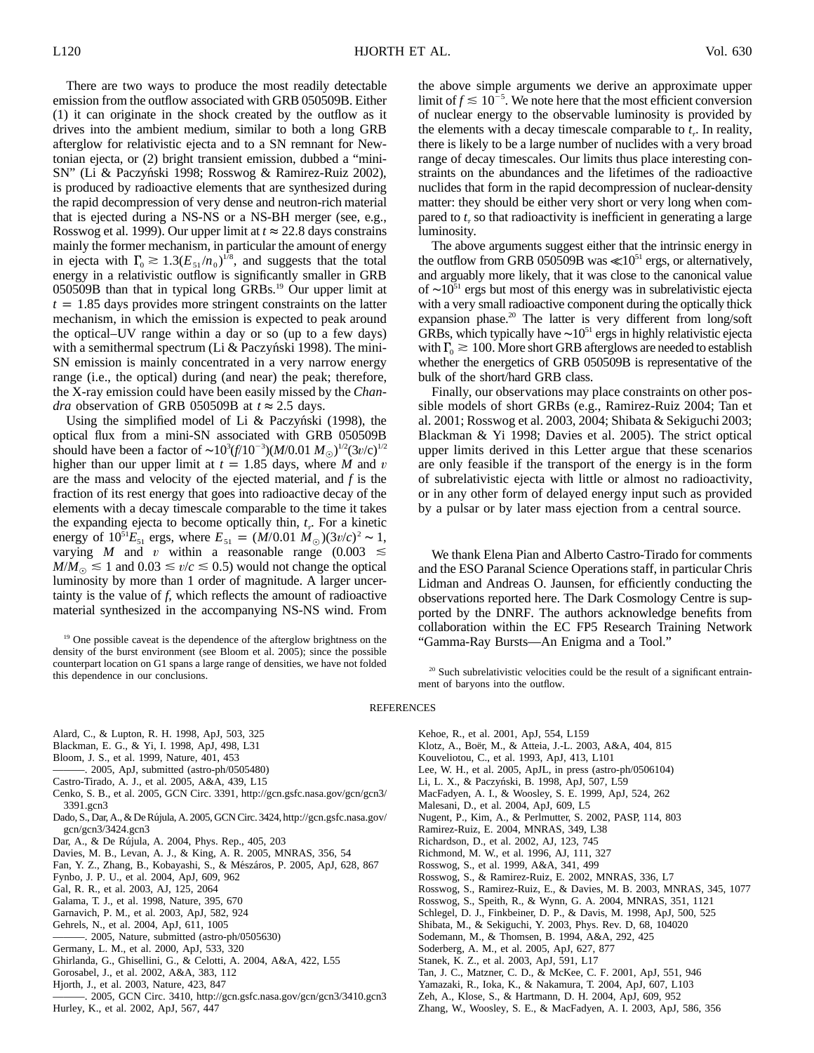There are two ways to produce the most readily detectable emission from the outflow associated with GRB 050509B. Either (1) it can originate in the shock created by the outflow as it drives into the ambient medium, similar to both a long GRB afterglow for relativistic ejecta and to a SN remnant for Newtonian ejecta, or (2) bright transient emission, dubbed a "mini-SN" (Li & Paczyński 1998; Rosswog & Ramirez-Ruiz 2002), is produced by radioactive elements that are synthesized during the rapid decompression of very dense and neutron-rich material that is ejected during a NS-NS or a NS-BH merger (see, e.g., Rosswog et al. 1999). Our upper limit at $t \approx 22.8$ days constrains mainly the former mechanism, in particular the amount of energy in ejecta with $\Gamma_0 \gtrsim 1.3(E_{51}/n_0)^{1/8}$, and suggests that the total energy in a relativistic outflow is significantly smaller in GRB 050509B than that in typical long GRBs.[19] Our upper limit at $t = 1.85$ days provides more stringent constraints on the latter mechanism, in which the emission is expected to peak around the optical–UV range within a day or so (up to a few days) with a semithermal spectrum (Li & Paczyński 1998). The mini-SN emission is mainly concentrated in a very narrow energy range (i.e., the optical) during (and near) the peak; therefore, the X-ray emission could have been easily missed by the *Chandra* observation of GRB 050509B at $t \approx 2.5$ days.

Using the simplified model of Li & Paczyński (1998), the optical flux from a mini-SN associated with GRB 050509B should have been a factor of $\sim 10^3 (f/10^{-3})(M/0.01\ M_\odot)^{1/2}(3v/c)^{1/2}$ higher than our upper limit at $t = 1.85$ days, where $M$ and $v$ are the mass and velocity of the ejected material, and $f$ is the fraction of its rest energy that goes into radioactive decay of the elements with a decay timescale comparable to the time it takes the expanding ejecta to become optically thin, $t_r$. For a kinetic energy of $10^{51}E_{51}$ ergs, where $E_{51} = (M/0.01\ M_\odot)(3v/c)^2 \sim 1$, varying $M$ and $v$ within a reasonable range ($0.003 \lesssim M/M_\odot \lesssim 1$ and $0.03 \lesssim v/c \lesssim 0.5$) would not change the optical luminosity by more than 1 order of magnitude. A larger uncertainty is the value of $f$, which reflects the amount of radioactive material synthesized in the accompanying NS-NS wind. From the above simple arguments we derive an approximate upper limit of $f \lesssim 10^{-5}$. We note here that the most efficient conversion of nuclear energy to the observable luminosity is provided by the elements with a decay timescale comparable to $t_r$. In reality, there is likely to be a large number of nuclides with a very broad range of decay timescales. Our limits thus place interesting constraints on the abundances and the lifetimes of the radioactive nuclides that form in the rapid decompression of nuclear-density matter: they should be either very short or very long when compared to $t_r$ so that radioactivity is inefficient in generating a large luminosity.

The above arguments suggest either that the intrinsic energy in the outflow from GRB 050509B was $\ll 10^{51}$ ergs, or alternatively, and arguably more likely, that it was close to the canonical value of $\sim 10^{51}$ ergs but most of this energy was in subrelativistic ejecta with a very small radioactive component during the optically thick expansion phase.[20] The latter is very different from long/soft GRBs, which typically have $\sim 10^{51}$ ergs in highly relativistic ejecta with $\Gamma_0 \gtrsim 100$. More short GRB afterglows are needed to establish whether the energetics of GRB 050509B is representative of the bulk of the short/hard GRB class.

Finally, our observations may place constraints on other possible models of short GRBs (e.g., Ramirez-Ruiz 2004; Tan et al. 2001; Rosswog et al. 2003, 2004; Shibata & Sekiguchi 2003; Blackman & Yi 1998; Davies et al. 2005). The strict optical upper limits derived in this Letter argue that these scenarios are only feasible if the transport of the energy is in the form of subrelativistic ejecta with little or almost no radioactivity, or in any other form of delayed energy input such as provided by a pulsar or by later mass ejection from a central source.

We thank Elena Pian and Alberto Castro-Tirado for comments and the ESO Paranal Science Operations staff, in particular Chris Lidman and Andreas O. Jaunsen, for efficiently conducting the observations reported here. The Dark Cosmology Centre is supported by the DNRF. The authors acknowledge benefits from collaboration within the EC FP5 Research Training Network "Gamma-Ray Bursts—An Enigma and a Tool."

[19] One possible caveat is the dependence of the afterglow brightness on the density of the burst environment (see Bloom et al. 2005); since the possible counterpart location on G1 spans a large range of densities, we have not folded this dependence in our conclusions.

[20] Such subrelativistic velocities could be the result of a significant entrainment of baryons into the outflow.

## REFERENCES

Alard, C., & Lupton, R. H. 1998, ApJ, 503, 325
Blackman, E. G., & Yi, I. 1998, ApJ, 498, L31
Bloom, J. S., et al. 1999, Nature, 401, 453
———. 2005, ApJ, submitted (astro-ph/0505480)
Castro-Tirado, A. J., et al. 2005, A&A, 439, L15
Cenko, S. B., et al. 2005, GCN Circ. 3391, http://gcn.gsfc.nasa.gov/gcn/gcn3/3391.gcn3
Dado, S., Dar, A., & De Rújula, A. 2005, GCN Circ. 3424, http://gcn.gsfc.nasa.gov/gcn/gcn3/3424.gcn3
Dar, A., & De Rújula, A. 2004, Phys. Rep., 405, 203
Davies, M. B., Levan, A. J., & King, A. R. 2005, MNRAS, 356, 54
Fan, Y. Z., Zhang, B., Kobayashi, S., & Mészáros, P. 2005, ApJ, 628, 867
Fynbo, J. P. U., et al. 2004, ApJ, 609, 962
Gal, R. R., et al. 2003, AJ, 125, 2064
Galama, T. J., et al. 1998, Nature, 395, 670
Garnavich, P. M., et al. 2003, ApJ, 582, 924
Gehrels, N., et al. 2004, ApJ, 611, 1005
———. 2005, Nature, submitted (astro-ph/0505630)
Germany, L. M., et al. 2000, ApJ, 533, 320
Ghirlanda, G., Ghisellini, G., & Celotti, A. 2004, A&A, 422, L55
Gorosabel, J., et al. 2002, A&A, 383, 112
Hjorth, J., et al. 2003, Nature, 423, 847
———. 2005, GCN Circ. 3410, http://gcn.gsfc.nasa.gov/gcn/gcn3/3410.gcn3
Hurley, K., et al. 2002, ApJ, 567, 447
Kehoe, R., et al. 2001, ApJ, 554, L159
Klotz, A., Boër, M., & Atteia, J.-L. 2003, A&A, 404, 815
Kouveliotou, C., et al. 1993, ApJ, 413, L101
Lee, W. H., et al. 2005, ApJL, in press (astro-ph/0506104)
Li, L. X., & Paczyński, B. 1998, ApJ, 507, L59
MacFadyen, A. I., & Woosley, S. E. 1999, ApJ, 524, 262
Malesani, D., et al. 2004, ApJ, 609, L5
Nugent, P., Kim, A., & Perlmutter, S. 2002, PASP, 114, 803
Ramirez-Ruiz, E. 2004, MNRAS, 349, L38
Richardson, D., et al. 2002, AJ, 123, 745
Richmond, M. W., et al. 1996, AJ, 111, 327
Rosswog, S., et al. 1999, A&A, 341, 499
Rosswog, S., & Ramirez-Ruiz, E. 2002, MNRAS, 336, L7
Rosswog, S., Ramirez-Ruiz, E., & Davies, M. B. 2003, MNRAS, 345, 1077
Rosswog, S., Speith, R., & Wynn, G. A. 2004, MNRAS, 351, 1121
Schlegel, D. J., Finkbeiner, D. P., & Davis, M. 1998, ApJ, 500, 525
Shibata, M., & Sekiguchi, Y. 2003, Phys. Rev. D, 68, 104020
Sodemann, M., & Thomsen, B. 1994, A&A, 292, 425
Soderberg, A. M., et al. 2005, ApJ, 627, 877
Stanek, K. Z., et al. 2003, ApJ, 591, L17
Tan, J. C., Matzner, C. D., & McKee, C. F. 2001, ApJ, 551, 946
Yamazaki, R., Ioka, K., & Nakamura, T. 2004, ApJ, 607, L103
Zeh, A., Klose, S., & Hartmann, D. H. 2004, ApJ, 609, 952
Zhang, W., Woosley, S. E., & MacFadyen, A. I. 2003, ApJ, 586, 356